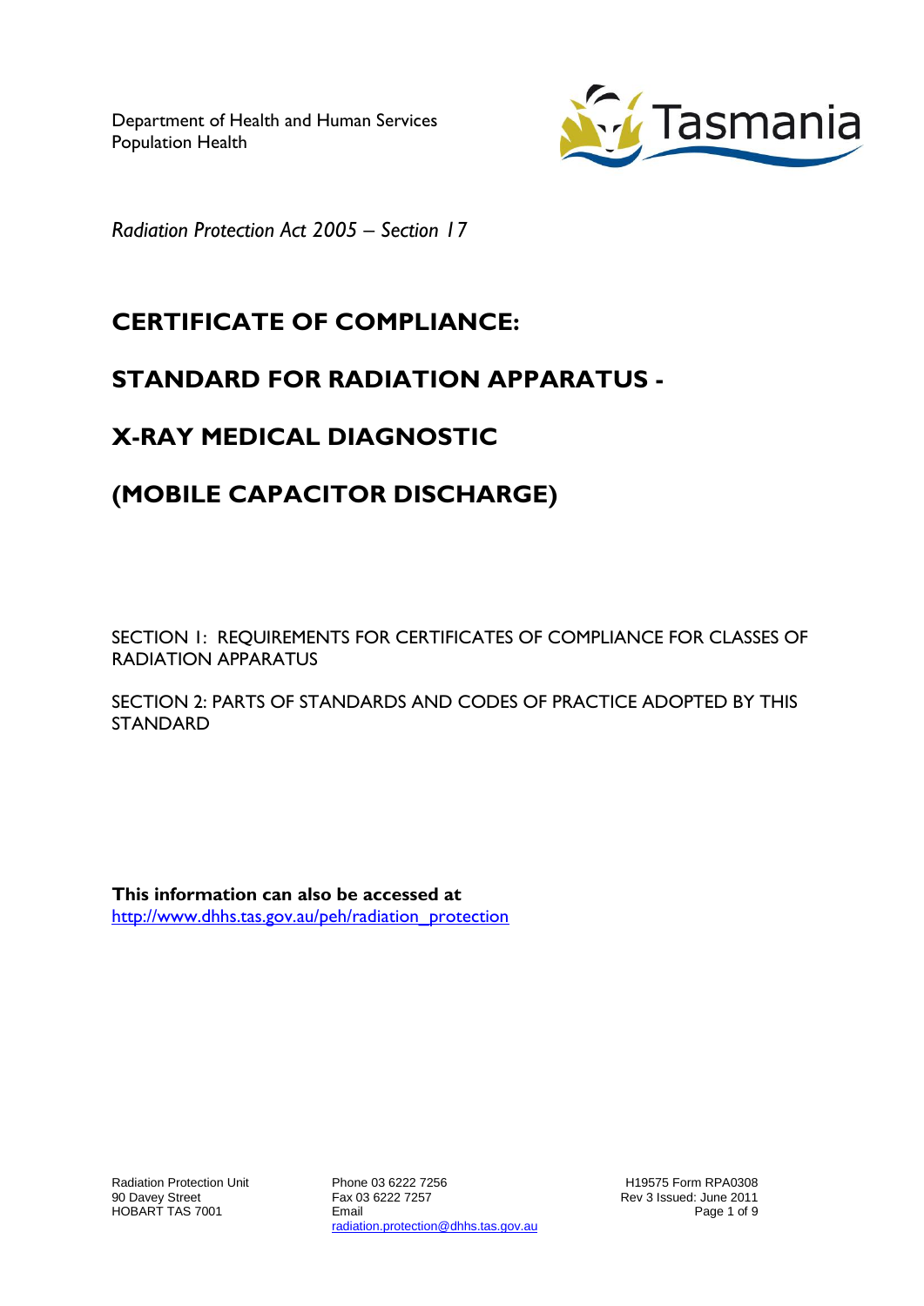Department of Health and Human Services
Population Health

*Radiation Protection Act 2005 – Section 17*

# CERTIFICATE OF COMPLIANCE:

# STANDARD FOR RADIATION APPARATUS -

# X-RAY MEDICAL DIAGNOSTIC

# (MOBILE CAPACITOR DISCHARGE)

SECTION 1: REQUIREMENTS FOR CERTIFICATES OF COMPLIANCE FOR CLASSES OF RADIATION APPARATUS

SECTION 2: PARTS OF STANDARDS AND CODES OF PRACTICE ADOPTED BY THIS STANDARD

**This information can also be accessed at**
http://www.dhhs.tas.gov.au/peh/radiation_protection

Radiation Protection Unit
90 Davey Street
HOBART TAS 7001

Phone 03 6222 7256
Fax 03 6222 7257
Email
radiation.protection@dhhs.tas.gov.au

H19575 Form RPA0308
Rev 3 Issued: June 2011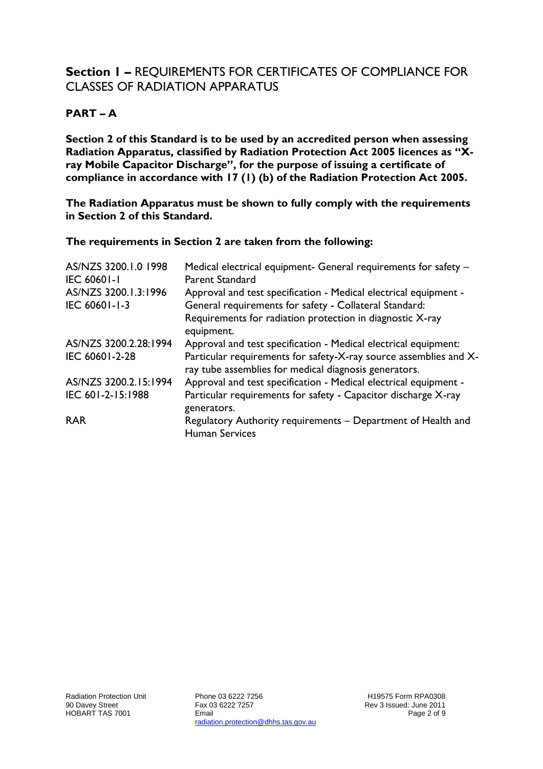## **Section 1 –** REQUIREMENTS FOR CERTIFICATES OF COMPLIANCE FOR CLASSES OF RADIATION APPARATUS

### PART – A

**Section 2 of this Standard is to be used by an accredited person when assessing Radiation Apparatus, classified by Radiation Protection Act 2005 licences as "X-ray Mobile Capacitor Discharge", for the purpose of issuing a certificate of compliance in accordance with 17 (1) (b) of the Radiation Protection Act 2005.**

**The Radiation Apparatus must be shown to fully comply with the requirements in Section 2 of this Standard.**

**The requirements in Section 2 are taken from the following:**

| | |
|---|---|
| AS/NZS 3200.1.0 1998<br>IEC 60601-1 | Medical electrical equipment- General requirements for safety – Parent Standard |
| AS/NZS 3200.1.3:1996<br>IEC 60601-1-3 | Approval and test specification - Medical electrical equipment - General requirements for safety - Collateral Standard: Requirements for radiation protection in diagnostic X-ray equipment. |
| AS/NZS 3200.2.28:1994<br>IEC 60601-2-28 | Approval and test specification - Medical electrical equipment: Particular requirements for safety-X-ray source assemblies and X-ray tube assemblies for medical diagnosis generators. |
| AS/NZS 3200.2.15:1994<br>IEC 601-2-15:1988 | Approval and test specification - Medical electrical equipment - Particular requirements for safety - Capacitor discharge X-ray generators. |
| RAR | Regulatory Authority requirements – Department of Health and Human Services |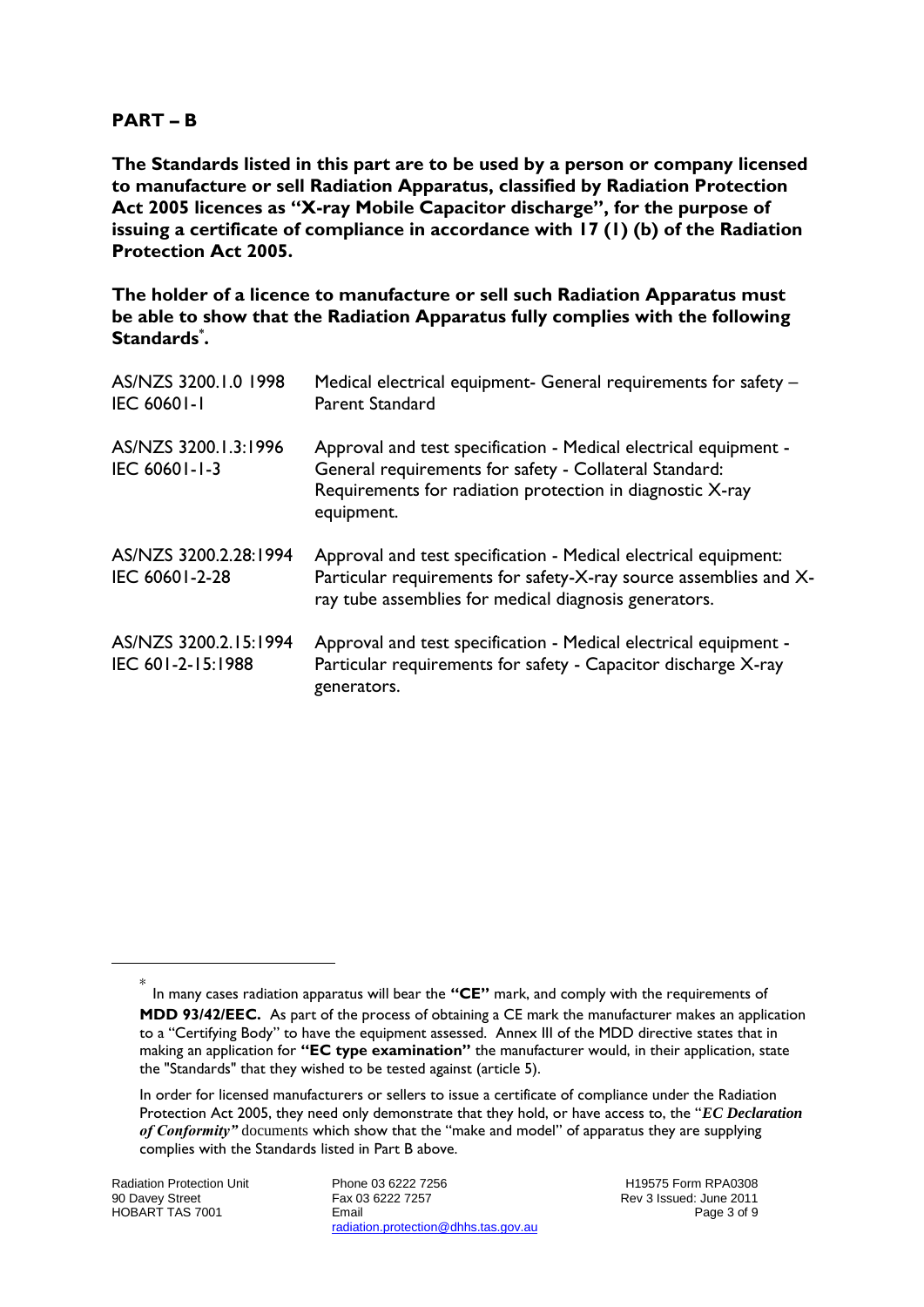## PART – B

**The Standards listed in this part are to be used by a person or company licensed to manufacture or sell Radiation Apparatus, classified by Radiation Protection Act 2005 licences as "X-ray Mobile Capacitor discharge", for the purpose of issuing a certificate of compliance in accordance with 17 (1) (b) of the Radiation Protection Act 2005.**

**The holder of a licence to manufacture or sell such Radiation Apparatus must be able to show that the Radiation Apparatus fully complies with the following Standards*.**

| | |
|---|---|
| AS/NZS 3200.1.0 1998<br>IEC 60601-1 | Medical electrical equipment- General requirements for safety – Parent Standard |
| AS/NZS 3200.1.3:1996<br>IEC 60601-1-3 | Approval and test specification - Medical electrical equipment - General requirements for safety - Collateral Standard: Requirements for radiation protection in diagnostic X-ray equipment. |
| AS/NZS 3200.2.28:1994<br>IEC 60601-2-28 | Approval and test specification - Medical electrical equipment: Particular requirements for safety-X-ray source assemblies and X-ray tube assemblies for medical diagnosis generators. |
| AS/NZS 3200.2.15:1994<br>IEC 601-2-15:1988 | Approval and test specification - Medical electrical equipment - Particular requirements for safety - Capacitor discharge X-ray generators. |

---

* In many cases radiation apparatus will bear the **"CE"** mark, and comply with the requirements of **MDD 93/42/EEC.** As part of the process of obtaining a CE mark the manufacturer makes an application to a "Certifying Body" to have the equipment assessed. Annex III of the MDD directive states that in making an application for **"EC type examination"** the manufacturer would, in their application, state the "Standards" that they wished to be tested against (article 5).

In order for licensed manufacturers or sellers to issue a certificate of compliance under the Radiation Protection Act 2005, they need only demonstrate that they hold, or have access to, the "***EC Declaration of Conformity"*** documents which show that the "make and model" of apparatus they are supplying complies with the Standards listed in Part B above.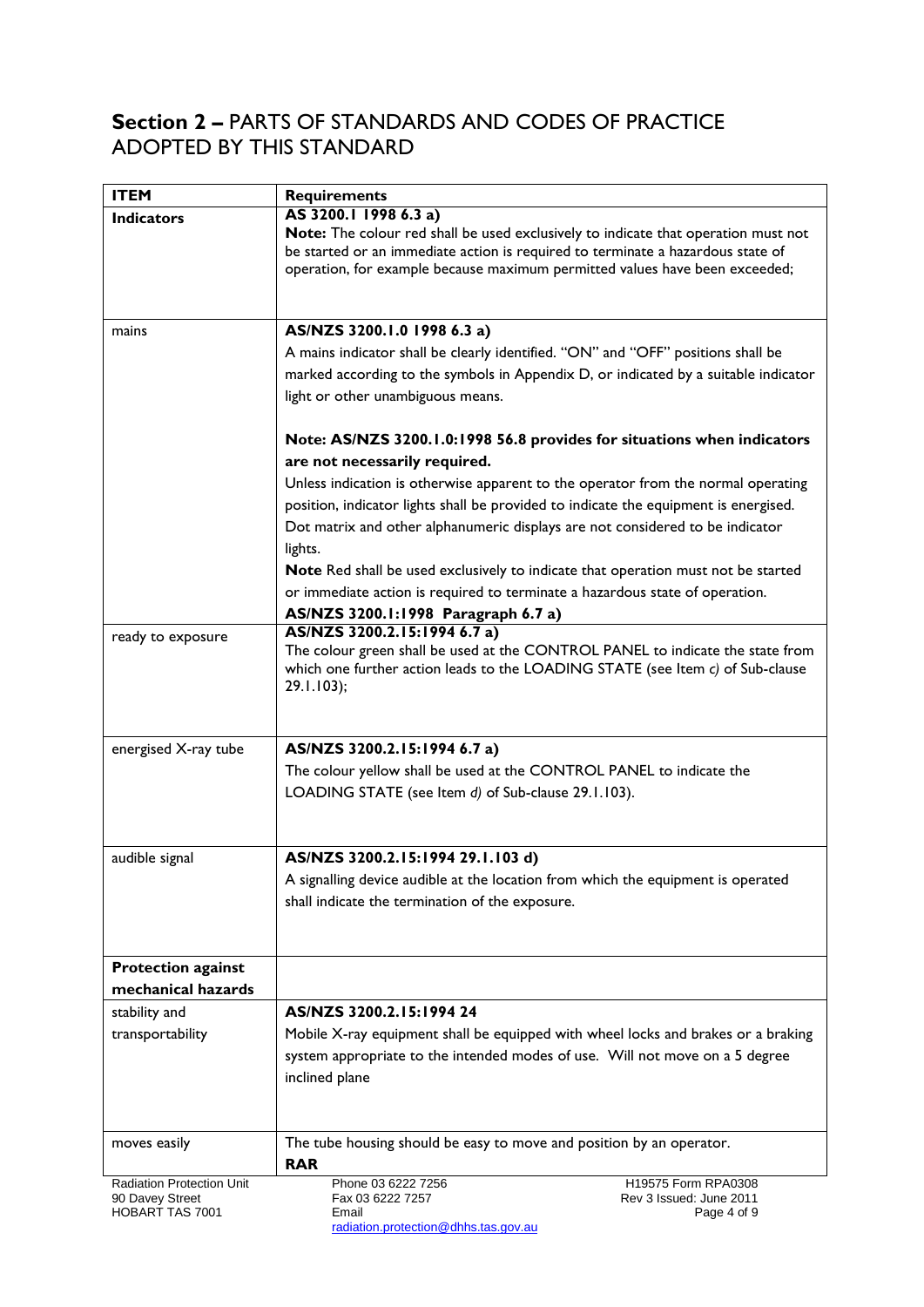## **Section 2 –** PARTS OF STANDARDS AND CODES OF PRACTICE ADOPTED BY THIS STANDARD

| **ITEM** | **Requirements** |
| --- | --- |
| **Indicators** | **AS 3200.1 1998 6.3 a)**<br>**Note:** The colour red shall be used exclusively to indicate that operation must not be started or an immediate action is required to terminate a hazardous state of operation, for example because maximum permitted values have been exceeded; |
| mains | **AS/NZS 3200.1.0 1998 6.3 a)**<br>A mains indicator shall be clearly identified. "ON" and "OFF" positions shall be marked according to the symbols in Appendix D, or indicated by a suitable indicator light or other unambiguous means.<br><br>**Note: AS/NZS 3200.1.0:1998 56.8 provides for situations when indicators are not necessarily required.**<br>Unless indication is otherwise apparent to the operator from the normal operating position, indicator lights shall be provided to indicate the equipment is energised. Dot matrix and other alphanumeric displays are not considered to be indicator lights.<br>**Note** Red shall be used exclusively to indicate that operation must not be started or immediate action is required to terminate a hazardous state of operation.<br>**AS/NZS 3200.1:1998 Paragraph 6.7 a)** |
| ready to exposure | **AS/NZS 3200.2.15:1994 6.7 a)**<br>The colour green shall be used at the CONTROL PANEL to indicate the state from which one further action leads to the LOADING STATE (see Item *c)* of Sub-clause 29.1.103); |
| energised X-ray tube | **AS/NZS 3200.2.15:1994 6.7 a)**<br>The colour yellow shall be used at the CONTROL PANEL to indicate the LOADING STATE (see Item *d)* of Sub-clause 29.1.103). |
| audible signal | **AS/NZS 3200.2.15:1994 29.1.103 d)**<br>A signalling device audible at the location from which the equipment is operated shall indicate the termination of the exposure. |
| **Protection against mechanical hazards** | |
| stability and transportability | **AS/NZS 3200.2.15:1994 24**<br>Mobile X-ray equipment shall be equipped with wheel locks and brakes or a braking system appropriate to the intended modes of use. Will not move on a 5 degree inclined plane |
| moves easily | The tube housing should be easy to move and position by an operator.<br>**RAR** |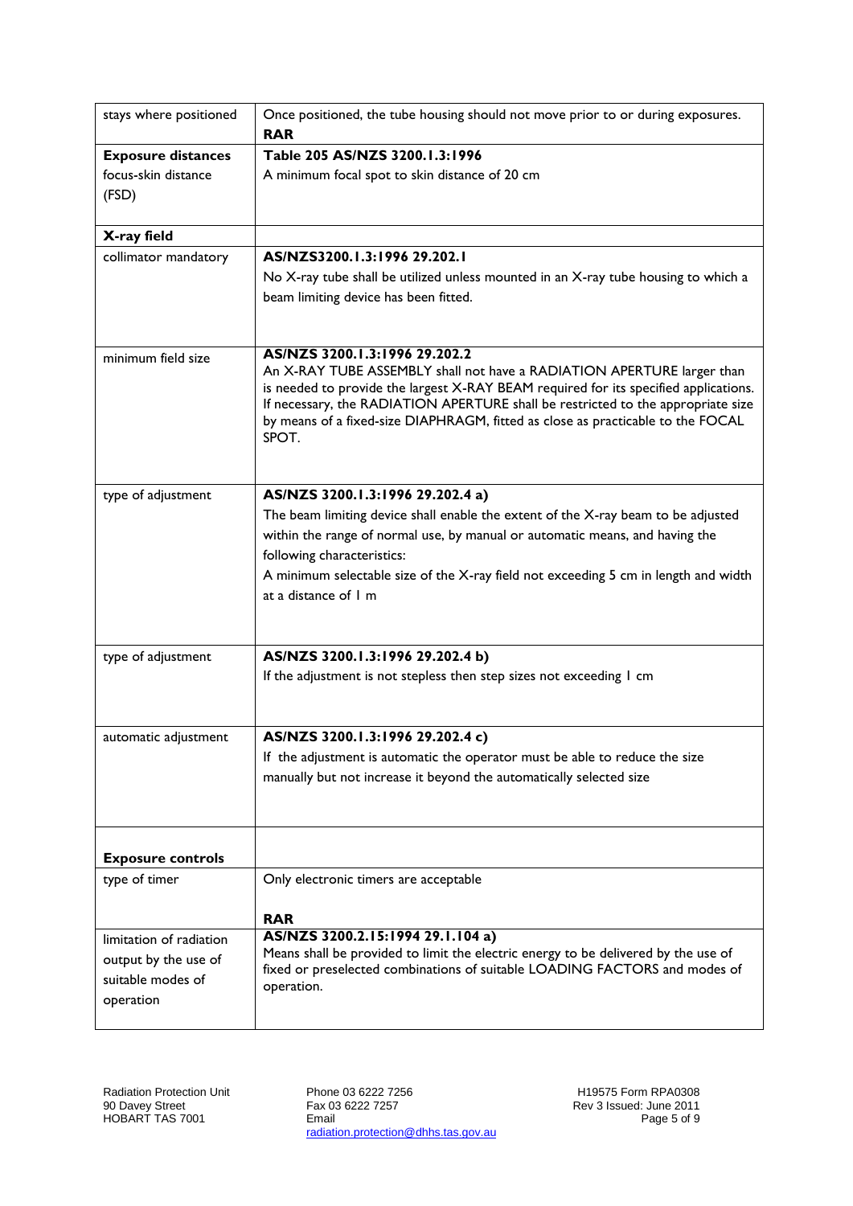| | |
|---|---|
| stays where positioned | Once positioned, the tube housing should not move prior to or during exposures.<br>**RAR** |
| **Exposure distances**<br>focus-skin distance (FSD) | **Table 205 AS/NZS 3200.1.3:1996**<br>A minimum focal spot to skin distance of 20 cm |
| **X-ray field** | |
| collimator mandatory | **AS/NZS3200.1.3:1996 29.202.1**<br>No X-ray tube shall be utilized unless mounted in an X-ray tube housing to which a beam limiting device has been fitted. |
| minimum field size | **AS/NZS 3200.1.3:1996 29.202.2**<br>An X-RAY TUBE ASSEMBLY shall not have a RADIATION APERTURE larger than is needed to provide the largest X-RAY BEAM required for its specified applications. If necessary, the RADIATION APERTURE shall be restricted to the appropriate size by means of a fixed-size DIAPHRAGM, fitted as close as practicable to the FOCAL SPOT. |
| type of adjustment | **AS/NZS 3200.1.3:1996 29.202.4 a)**<br>The beam limiting device shall enable the extent of the X-ray beam to be adjusted within the range of normal use, by manual or automatic means, and having the following characteristics:<br>A minimum selectable size of the X-ray field not exceeding 5 cm in length and width at a distance of 1 m |
| type of adjustment | **AS/NZS 3200.1.3:1996 29.202.4 b)**<br>If the adjustment is not stepless then step sizes not exceeding 1 cm |
| automatic adjustment | **AS/NZS 3200.1.3:1996 29.202.4 c)**<br>If the adjustment is automatic the operator must be able to reduce the size manually but not increase it beyond the automatically selected size |
| **Exposure controls** | |
| type of timer | Only electronic timers are acceptable<br><br>**RAR** |
| limitation of radiation output by the use of suitable modes of operation | **AS/NZS 3200.2.15:1994 29.1.104 a)**<br>Means shall be provided to limit the electric energy to be delivered by the use of fixed or preselected combinations of suitable LOADING FACTORS and modes of operation. |

Radiation Protection Unit
90 Davey Street
HOBART TAS 7001

Phone 03 6222 7256
Fax 03 6222 7257
Email
radiation.protection@dhhs.tas.gov.au

H19575 Form RPA0308
Rev 3 Issued: June 2011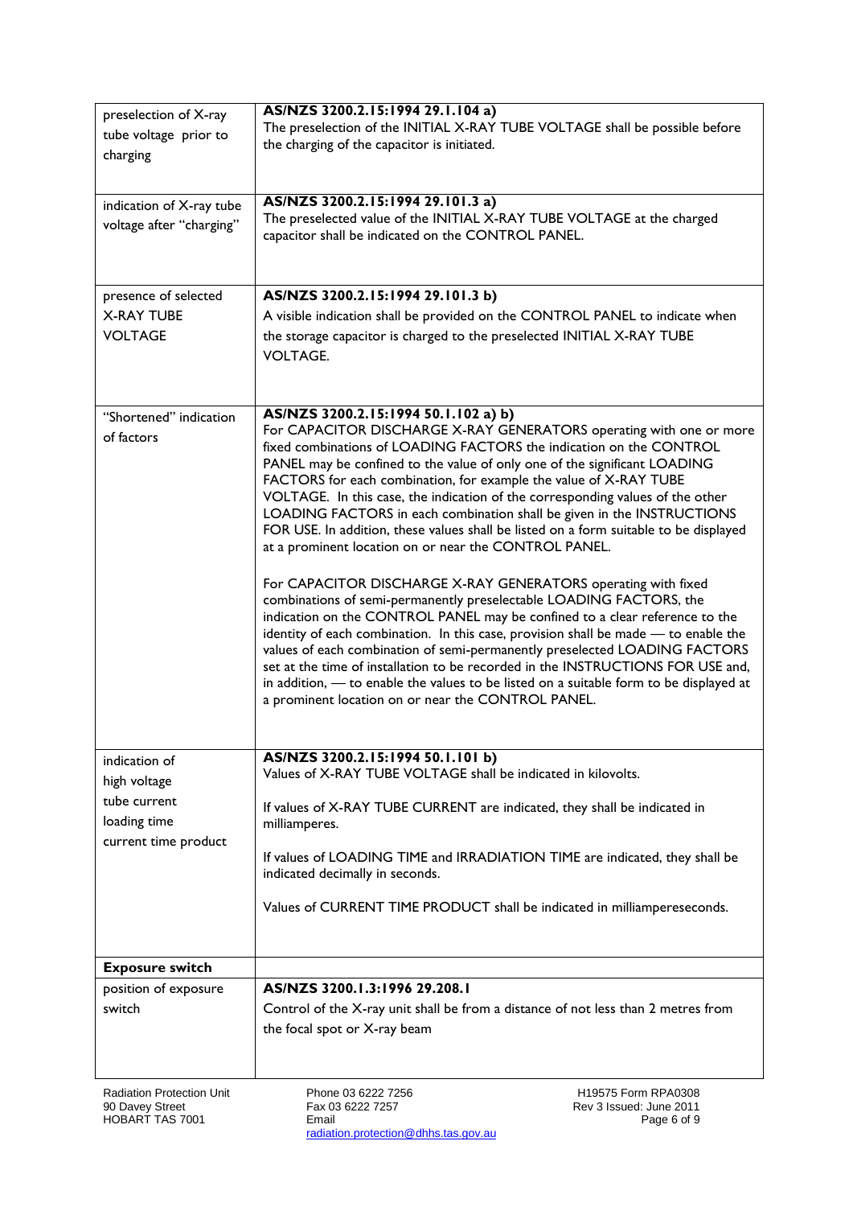| | |
|---|---|
| preselection of X-ray tube voltage prior to charging | **AS/NZS 3200.2.15:1994 29.1.104 a)**<br>The preselection of the INITIAL X-RAY TUBE VOLTAGE shall be possible before the charging of the capacitor is initiated. |
| indication of X-ray tube voltage after "charging" | **AS/NZS 3200.2.15:1994 29.101.3 a)**<br>The preselected value of the INITIAL X-RAY TUBE VOLTAGE at the charged capacitor shall be indicated on the CONTROL PANEL. |
| presence of selected X-RAY TUBE VOLTAGE | **AS/NZS 3200.2.15:1994 29.101.3 b)**<br>A visible indication shall be provided on the CONTROL PANEL to indicate when the storage capacitor is charged to the preselected INITIAL X-RAY TUBE VOLTAGE. |
| "Shortened" indication of factors | **AS/NZS 3200.2.15:1994 50.1.102 a) b)**<br>For CAPACITOR DISCHARGE X-RAY GENERATORS operating with one or more fixed combinations of LOADING FACTORS the indication on the CONTROL PANEL may be confined to the value of only one of the significant LOADING FACTORS for each combination, for example the value of X-RAY TUBE VOLTAGE. In this case, the indication of the corresponding values of the other LOADING FACTORS in each combination shall be given in the INSTRUCTIONS FOR USE. In addition, these values shall be listed on a form suitable to be displayed at a prominent location on or near the CONTROL PANEL.<br><br>For CAPACITOR DISCHARGE X-RAY GENERATORS operating with fixed combinations of semi-permanently preselectable LOADING FACTORS, the indication on the CONTROL PANEL may be confined to a clear reference to the identity of each combination. In this case, provision shall be made — to enable the values of each combination of semi-permanently preselected LOADING FACTORS set at the time of installation to be recorded in the INSTRUCTIONS FOR USE and, in addition, — to enable the values to be listed on a suitable form to be displayed at a prominent location on or near the CONTROL PANEL. |
| indication of<br>high voltage<br>tube current<br>loading time<br>current time product | **AS/NZS 3200.2.15:1994 50.1.101 b)**<br>Values of X-RAY TUBE VOLTAGE shall be indicated in kilovolts.<br><br>If values of X-RAY TUBE CURRENT are indicated, they shall be indicated in milliamperes.<br><br>If values of LOADING TIME and IRRADIATION TIME are indicated, they shall be indicated decimally in seconds.<br><br>Values of CURRENT TIME PRODUCT shall be indicated in milliampereseconds. |
| **Exposure switch** | |
| position of exposure switch | **AS/NZS 3200.1.3:1996 29.208.1**<br>Control of the X-ray unit shall be from a distance of not less than 2 metres from the focal spot or X-ray beam |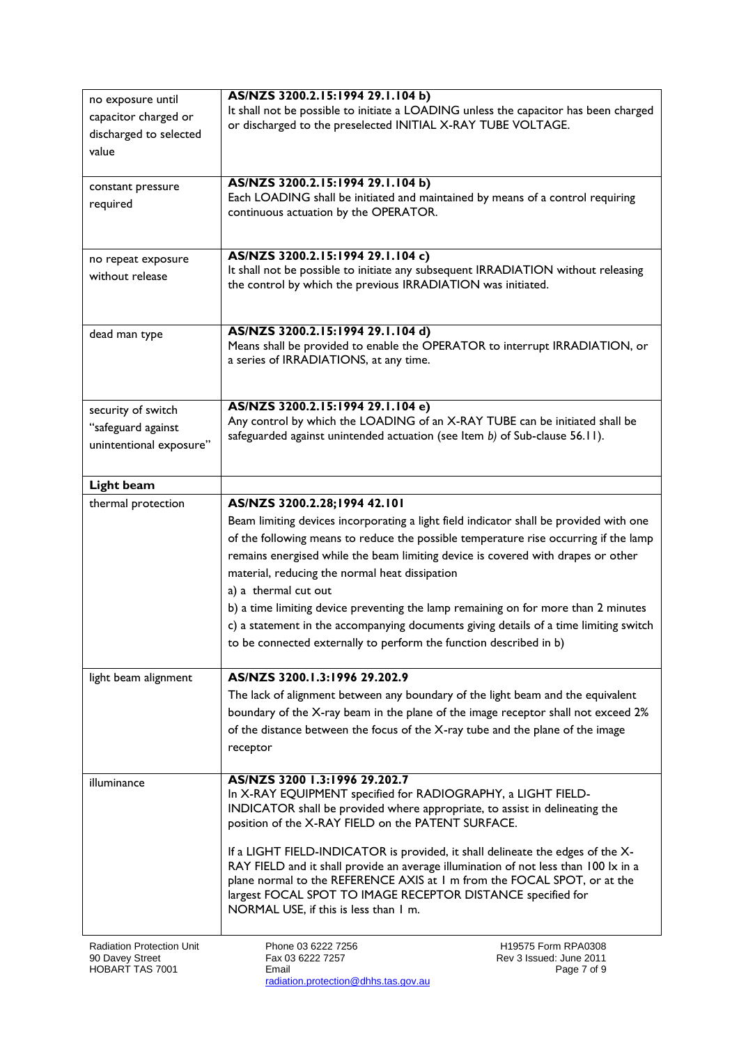| | |
|---|---|
| no exposure until capacitor charged or discharged to selected value | **AS/NZS 3200.2.15:1994 29.1.104 b)**<br>It shall not be possible to initiate a LOADING unless the capacitor has been charged or discharged to the preselected INITIAL X-RAY TUBE VOLTAGE. |
| constant pressure required | **AS/NZS 3200.2.15:1994 29.1.104 b)**<br>Each LOADING shall be initiated and maintained by means of a control requiring continuous actuation by the OPERATOR. |
| no repeat exposure without release | **AS/NZS 3200.2.15:1994 29.1.104 c)**<br>It shall not be possible to initiate any subsequent IRRADIATION without releasing the control by which the previous IRRADIATION was initiated. |
| dead man type | **AS/NZS 3200.2.15:1994 29.1.104 d)**<br>Means shall be provided to enable the OPERATOR to interrupt IRRADIATION, or a series of IRRADIATIONS, at any time. |
| security of switch "safeguard against unintentional exposure" | **AS/NZS 3200.2.15:1994 29.1.104 e)**<br>Any control by which the LOADING of an X-RAY TUBE can be initiated shall be safeguarded against unintended actuation (see Item *b)* of Sub-clause 56.11). |
| **Light beam** | |
| thermal protection | **AS/NZS 3200.2.28;1994 42.101**<br>Beam limiting devices incorporating a light field indicator shall be provided with one of the following means to reduce the possible temperature rise occurring if the lamp remains energised while the beam limiting device is covered with drapes or other material, reducing the normal heat dissipation<br>a) a thermal cut out<br>b) a time limiting device preventing the lamp remaining on for more than 2 minutes<br>c) a statement in the accompanying documents giving details of a time limiting switch to be connected externally to perform the function described in b) |
| light beam alignment | **AS/NZS 3200.1.3:1996 29.202.9**<br>The lack of alignment between any boundary of the light beam and the equivalent boundary of the X-ray beam in the plane of the image receptor shall not exceed 2% of the distance between the focus of the X-ray tube and the plane of the image receptor |
| illuminance | **AS/NZS 3200 1.3:1996 29.202.7**<br>In X-RAY EQUIPMENT specified for RADIOGRAPHY, a LIGHT FIELD-INDICATOR shall be provided where appropriate, to assist in delineating the position of the X-RAY FIELD on the PATENT SURFACE.<br><br>If a LIGHT FIELD-INDICATOR is provided, it shall delineate the edges of the X-RAY FIELD and it shall provide an average illumination of not less than 100 lx in a plane normal to the REFERENCE AXIS at 1 m from the FOCAL SPOT, or at the largest FOCAL SPOT TO IMAGE RECEPTOR DISTANCE specified for NORMAL USE, if this is less than 1 m. |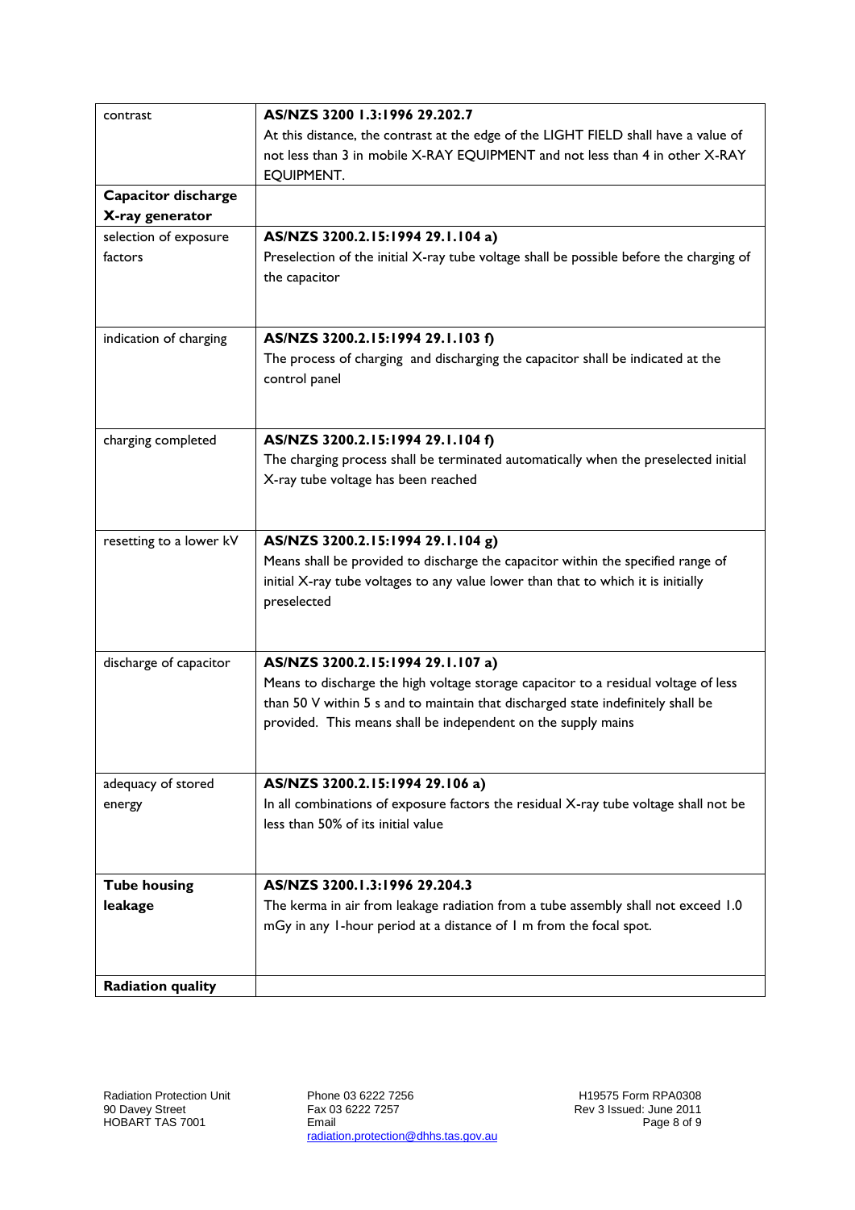| contrast | **AS/NZS 3200 1.3:1996 29.202.7**<br>At this distance, the contrast at the edge of the LIGHT FIELD shall have a value of not less than 3 in mobile X-RAY EQUIPMENT and not less than 4 in other X-RAY EQUIPMENT. |
|---|---|
| **Capacitor discharge X-ray generator** | |
| selection of exposure factors | **AS/NZS 3200.2.15:1994 29.1.104 a)**<br>Preselection of the initial X-ray tube voltage shall be possible before the charging of the capacitor |
| indication of charging | **AS/NZS 3200.2.15:1994 29.1.103 f)**<br>The process of charging and discharging the capacitor shall be indicated at the control panel |
| charging completed | **AS/NZS 3200.2.15:1994 29.1.104 f)**<br>The charging process shall be terminated automatically when the preselected initial X-ray tube voltage has been reached |
| resetting to a lower kV | **AS/NZS 3200.2.15:1994 29.1.104 g)**<br>Means shall be provided to discharge the capacitor within the specified range of initial X-ray tube voltages to any value lower than that to which it is initially preselected |
| discharge of capacitor | **AS/NZS 3200.2.15:1994 29.1.107 a)**<br>Means to discharge the high voltage storage capacitor to a residual voltage of less than 50 V within 5 s and to maintain that discharged state indefinitely shall be provided. This means shall be independent on the supply mains |
| adequacy of stored energy | **AS/NZS 3200.2.15:1994 29.106 a)**<br>In all combinations of exposure factors the residual X-ray tube voltage shall not be less than 50% of its initial value |
| **Tube housing leakage** | **AS/NZS 3200.1.3:1996 29.204.3**<br>The kerma in air from leakage radiation from a tube assembly shall not exceed 1.0 mGy in any 1-hour period at a distance of 1 m from the focal spot. |
| **Radiation quality** | |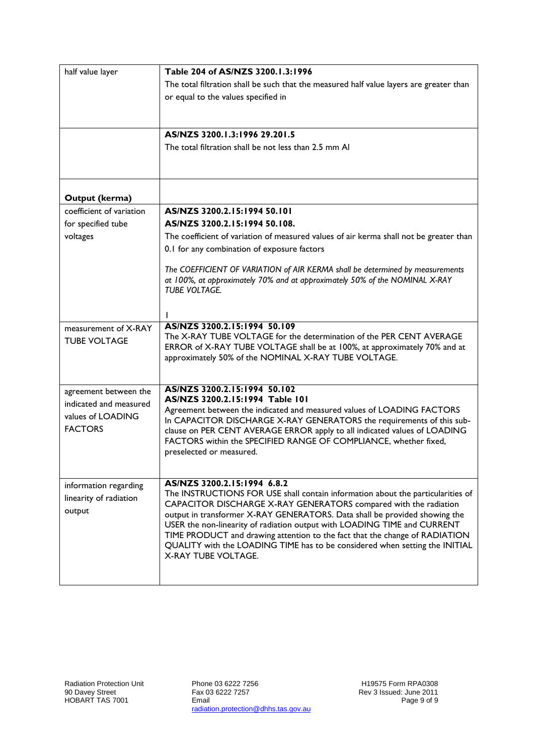| | |
|---|---|
| half value layer | **Table 204 of AS/NZS 3200.1.3:1996**<br>The total filtration shall be such that the measured half value layers are greater than or equal to the values specified in |
| | **AS/NZS 3200.1.3:1996 29.201.5**<br>The total filtration shall be not less than 2.5 mm Al |
| **Output (kerma)** | |
| coefficient of variation for specified tube voltages | **AS/NZS 3200.2.15:1994 50.101**<br>**AS/NZS 3200.2.15:1994 50.108.**<br>The coefficient of variation of measured values of air kerma shall not be greater than 0.1 for any combination of exposure factors<br>*The COEFFICIENT OF VARIATION of AIR KERMA shall be determined by measurements at 100%, at approximately 70% and at approximately 50% of the NOMINAL X-RAY TUBE VOLTAGE.*<br>I |
| measurement of X-RAY TUBE VOLTAGE | **AS/NZS 3200.2.15:1994 50.109**<br>The X-RAY TUBE VOLTAGE for the determination of the PER CENT AVERAGE ERROR of X-RAY TUBE VOLTAGE shall be at 100%, at approximately 70% and at approximately 50% of the NOMINAL X-RAY TUBE VOLTAGE. |
| agreement between the indicated and measured values of LOADING FACTORS | **AS/NZS 3200.2.15:1994 50.102**<br>**AS/NZS 3200.2.15:1994 Table 101**<br>Agreement between the indicated and measured values of LOADING FACTORS<br>In CAPACITOR DISCHARGE X-RAY GENERATORS the requirements of this sub-clause on PER CENT AVERAGE ERROR apply to all indicated values of LOADING FACTORS within the SPECIFIED RANGE OF COMPLIANCE, whether fixed, preselected or measured. |
| information regarding linearity of radiation output | **AS/NZS 3200.2.15:1994 6.8.2**<br>The INSTRUCTIONS FOR USE shall contain information about the particularities of CAPACITOR DISCHARGE X-RAY GENERATORS compared with the radiation output in transformer X-RAY GENERATORS. Data shall be provided showing the USER the non-linearity of radiation output with LOADING TIME and CURRENT TIME PRODUCT and drawing attention to the fact that the change of RADIATION QUALITY with the LOADING TIME has to be considered when setting the INITIAL X-RAY TUBE VOLTAGE. |